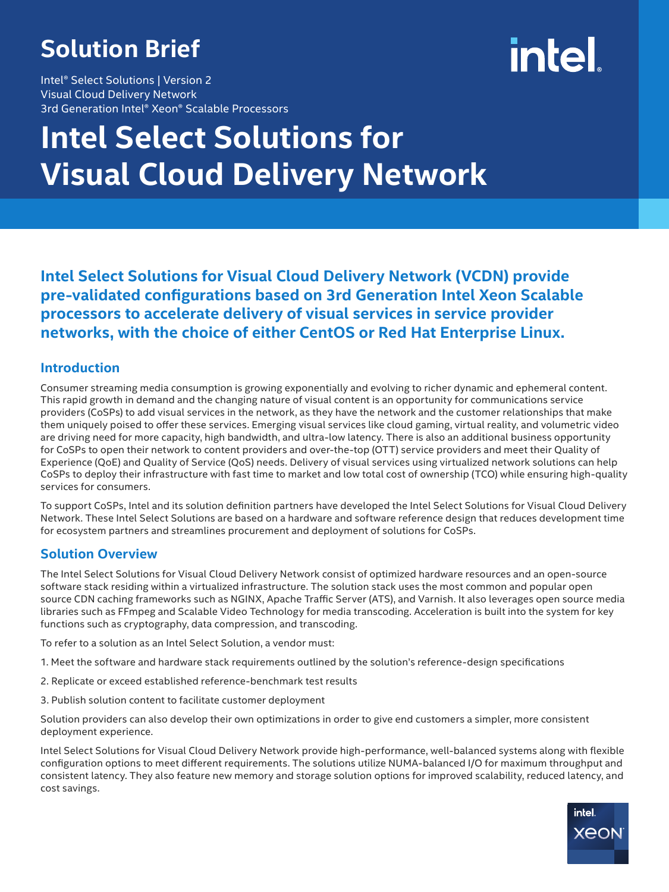Solution Brief

Intel® Select Solutions | Version 2
Visual Cloud Delivery Network
3rd Generation Intel® Xeon® Scalable Processors

# Intel Select Solutions for Visual Cloud Delivery Network

**Intel Select Solutions for Visual Cloud Delivery Network (VCDN) provide pre-validated configurations based on 3rd Generation Intel Xeon Scalable processors to accelerate delivery of visual services in service provider networks, with the choice of either CentOS or Red Hat Enterprise Linux.**

## Introduction

Consumer streaming media consumption is growing exponentially and evolving to richer dynamic and ephemeral content. This rapid growth in demand and the changing nature of visual content is an opportunity for communications service providers (CoSPs) to add visual services in the network, as they have the network and the customer relationships that make them uniquely poised to offer these services. Emerging visual services like cloud gaming, virtual reality, and volumetric video are driving need for more capacity, high bandwidth, and ultra-low latency. There is also an additional business opportunity for CoSPs to open their network to content providers and over-the-top (OTT) service providers and meet their Quality of Experience (QoE) and Quality of Service (QoS) needs. Delivery of visual services using virtualized network solutions can help CoSPs to deploy their infrastructure with fast time to market and low total cost of ownership (TCO) while ensuring high-quality services for consumers.

To support CoSPs, Intel and its solution definition partners have developed the Intel Select Solutions for Visual Cloud Delivery Network. These Intel Select Solutions are based on a hardware and software reference design that reduces development time for ecosystem partners and streamlines procurement and deployment of solutions for CoSPs.

## Solution Overview

The Intel Select Solutions for Visual Cloud Delivery Network consist of optimized hardware resources and an open-source software stack residing within a virtualized infrastructure. The solution stack uses the most common and popular open source CDN caching frameworks such as NGINX, Apache Traffic Server (ATS), and Varnish. It also leverages open source media libraries such as FFmpeg and Scalable Video Technology for media transcoding. Acceleration is built into the system for key functions such as cryptography, data compression, and transcoding.

To refer to a solution as an Intel Select Solution, a vendor must:

1. Meet the software and hardware stack requirements outlined by the solution's reference-design specifications
2. Replicate or exceed established reference-benchmark test results
3. Publish solution content to facilitate customer deployment

Solution providers can also develop their own optimizations in order to give end customers a simpler, more consistent deployment experience.

Intel Select Solutions for Visual Cloud Delivery Network provide high-performance, well-balanced systems along with flexible configuration options to meet different requirements. The solutions utilize NUMA-balanced I/O for maximum throughput and consistent latency. They also feature new memory and storage solution options for improved scalability, reduced latency, and cost savings.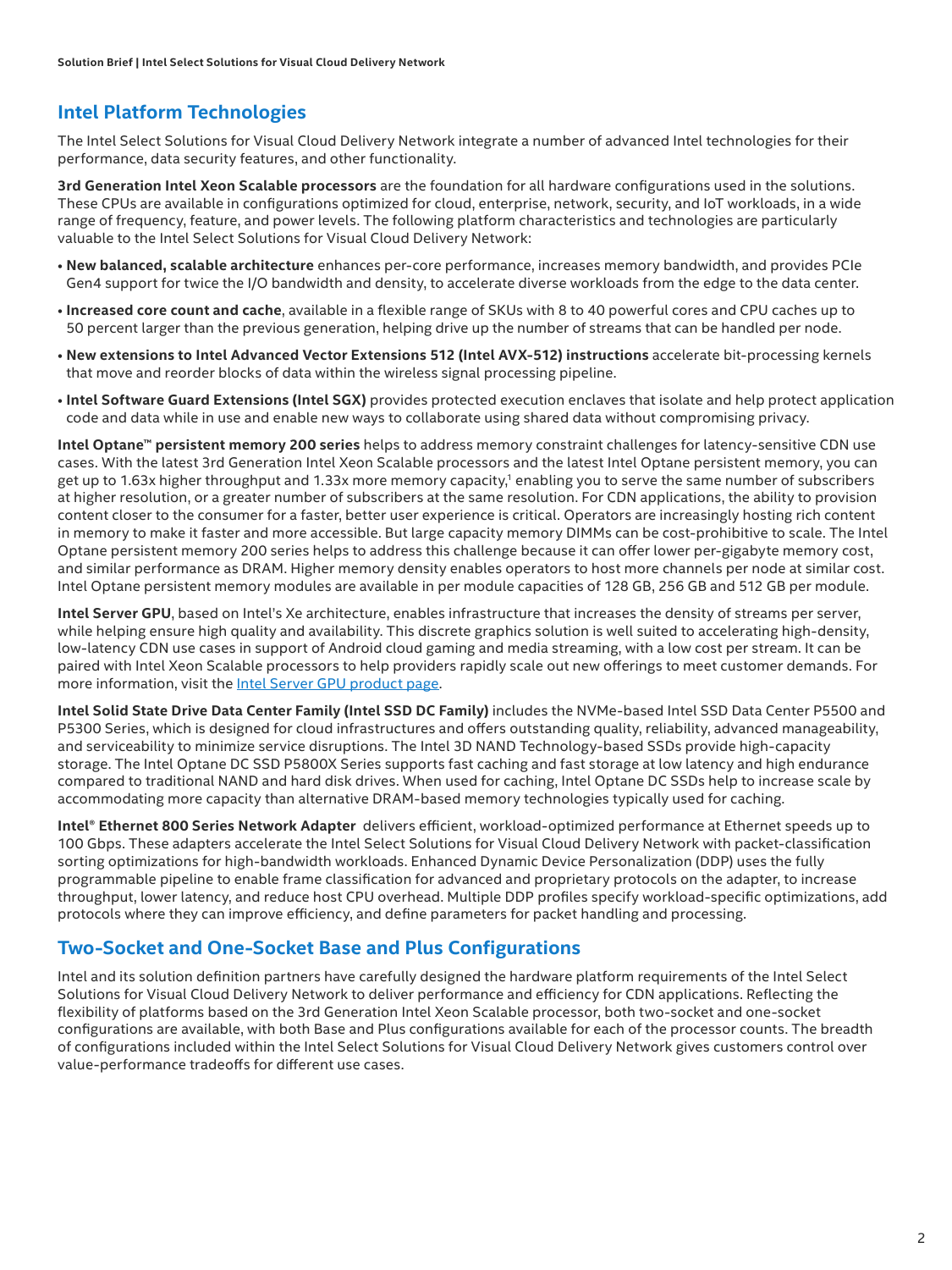## Intel Platform Technologies

The Intel Select Solutions for Visual Cloud Delivery Network integrate a number of advanced Intel technologies for their performance, data security features, and other functionality.

**3rd Generation Intel Xeon Scalable processors** are the foundation for all hardware configurations used in the solutions. These CPUs are available in configurations optimized for cloud, enterprise, network, security, and IoT workloads, in a wide range of frequency, feature, and power levels. The following platform characteristics and technologies are particularly valuable to the Intel Select Solutions for Visual Cloud Delivery Network:

- **New balanced, scalable architecture** enhances per-core performance, increases memory bandwidth, and provides PCIe Gen4 support for twice the I/O bandwidth and density, to accelerate diverse workloads from the edge to the data center.
- **Increased core count and cache**, available in a flexible range of SKUs with 8 to 40 powerful cores and CPU caches up to 50 percent larger than the previous generation, helping drive up the number of streams that can be handled per node.
- **New extensions to Intel Advanced Vector Extensions 512 (Intel AVX-512) instructions** accelerate bit-processing kernels that move and reorder blocks of data within the wireless signal processing pipeline.
- **Intel Software Guard Extensions (Intel SGX)** provides protected execution enclaves that isolate and help protect application code and data while in use and enable new ways to collaborate using shared data without compromising privacy.

**Intel Optane™ persistent memory 200 series** helps to address memory constraint challenges for latency-sensitive CDN use cases. With the latest 3rd Generation Intel Xeon Scalable processors and the latest Intel Optane persistent memory, you can get up to 1.63x higher throughput and 1.33x more memory capacity,[1] enabling you to serve the same number of subscribers at higher resolution, or a greater number of subscribers at the same resolution. For CDN applications, the ability to provision content closer to the consumer for a faster, better user experience is critical. Operators are increasingly hosting rich content in memory to make it faster and more accessible. But large capacity memory DIMMs can be cost-prohibitive to scale. The Intel Optane persistent memory 200 series helps to address this challenge because it can offer lower per-gigabyte memory cost, and similar performance as DRAM. Higher memory density enables operators to host more channels per node at similar cost. Intel Optane persistent memory modules are available in per module capacities of 128 GB, 256 GB and 512 GB per module.

**Intel Server GPU**, based on Intel's Xe architecture, enables infrastructure that increases the density of streams per server, while helping ensure high quality and availability. This discrete graphics solution is well suited to accelerating high-density, low-latency CDN use cases in support of Android cloud gaming and media streaming, with a low cost per stream. It can be paired with Intel Xeon Scalable processors to help providers rapidly scale out new offerings to meet customer demands. For more information, visit the Intel Server GPU product page.

**Intel Solid State Drive Data Center Family (Intel SSD DC Family)** includes the NVMe-based Intel SSD Data Center P5500 and P5300 Series, which is designed for cloud infrastructures and offers outstanding quality, reliability, advanced manageability, and serviceability to minimize service disruptions. The Intel 3D NAND Technology-based SSDs provide high-capacity storage. The Intel Optane DC SSD P5800X Series supports fast caching and fast storage at low latency and high endurance compared to traditional NAND and hard disk drives. When used for caching, Intel Optane DC SSDs help to increase scale by accommodating more capacity than alternative DRAM-based memory technologies typically used for caching.

**Intel® Ethernet 800 Series Network Adapter** delivers efficient, workload-optimized performance at Ethernet speeds up to 100 Gbps. These adapters accelerate the Intel Select Solutions for Visual Cloud Delivery Network with packet-classification sorting optimizations for high-bandwidth workloads. Enhanced Dynamic Device Personalization (DDP) uses the fully programmable pipeline to enable frame classification for advanced and proprietary protocols on the adapter, to increase throughput, lower latency, and reduce host CPU overhead. Multiple DDP profiles specify workload-specific optimizations, add protocols where they can improve efficiency, and define parameters for packet handling and processing.

## Two-Socket and One-Socket Base and Plus Configurations

Intel and its solution definition partners have carefully designed the hardware platform requirements of the Intel Select Solutions for Visual Cloud Delivery Network to deliver performance and efficiency for CDN applications. Reflecting the flexibility of platforms based on the 3rd Generation Intel Xeon Scalable processor, both two-socket and one-socket configurations are available, with both Base and Plus configurations available for each of the processor counts. The breadth of configurations included within the Intel Select Solutions for Visual Cloud Delivery Network gives customers control over value-performance tradeoffs for different use cases.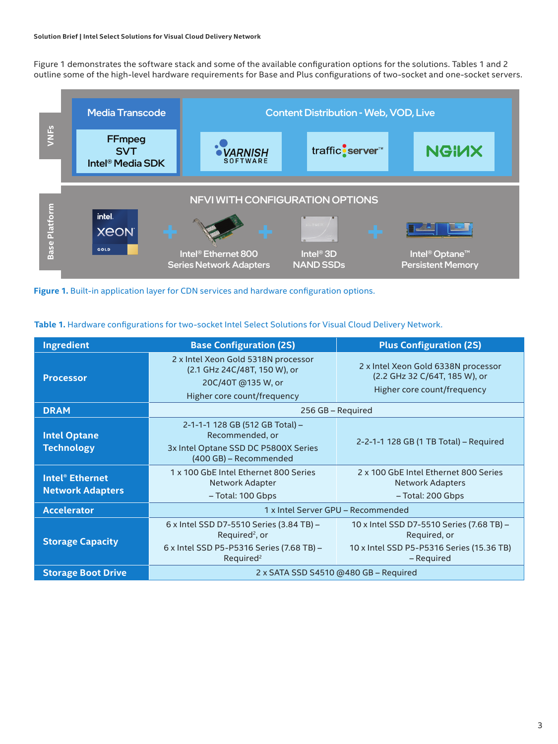Figure 1 demonstrates the software stack and some of the available configuration options for the solutions. Tables 1 and 2 outline some of the high-level hardware requirements for Base and Plus configurations of two-socket and one-socket servers.

**Figure 1.** Built-in application layer for CDN services and hardware configuration options.

**Table 1.** Hardware configurations for two-socket Intel Select Solutions for Visual Cloud Delivery Network.

| Ingredient | Base Configuration (2S) | Plus Configuration (2S) |
|---|---|---|
| **Processor** | 2 x Intel Xeon Gold 5318N processor (2.1 GHz 24C/48T, 150 W), or 20C/40T @135 W, or Higher core count/frequency | 2 x Intel Xeon Gold 6338N processor (2.2 GHz 32 C/64T, 185 W), or Higher core count/frequency |
| **DRAM** | 256 GB – Required | |
| **Intel Optane Technology** | 2-1-1-1 128 GB (512 GB Total) – Recommended, or 3x Intel Optane SSD DC P5800X Series (400 GB) – Recommended | 2-2-1-1 128 GB (1 TB Total) – Required |
| **Intel® Ethernet Network Adapters** | 1 x 100 GbE Intel Ethernet 800 Series Network Adapter – Total: 100 Gbps | 2 x 100 GbE Intel Ethernet 800 Series Network Adapters – Total: 200 Gbps |
| **Accelerator** | 1 x Intel Server GPU – Recommended | |
| **Storage Capacity** | 6 x Intel SSD D7-5510 Series (3.84 TB) – Required[2], or 6 x Intel SSD P5-P5316 Series (7.68 TB) – Required[2] | 10 x Intel SSD D7-5510 Series (7.68 TB) – Required, or 10 x Intel SSD P5-P5316 Series (15.36 TB) – Required |
| **Storage Boot Drive** | 2 x SATA SSD S4510 @480 GB – Required | |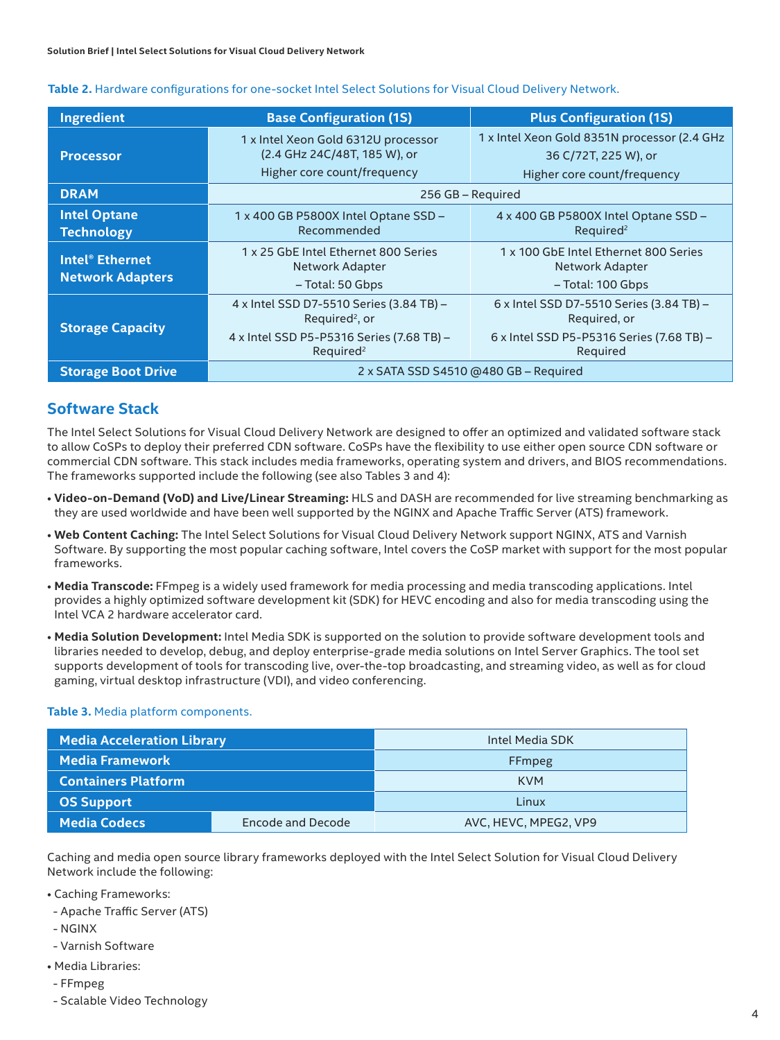**Table 2.** Hardware configurations for one-socket Intel Select Solutions for Visual Cloud Delivery Network.

| Ingredient | Base Configuration (1S) | Plus Configuration (1S) |
|---|---|---|
| **Processor** | 1 x Intel Xeon Gold 6312U processor (2.4 GHz 24C/48T, 185 W), or Higher core count/frequency | 1 x Intel Xeon Gold 8351N processor (2.4 GHz 36 C/72T, 225 W), or Higher core count/frequency |
| **DRAM** | 256 GB – Required | |
| **Intel Optane Technology** | 1 x 400 GB P5800X Intel Optane SSD – Recommended | 4 x 400 GB P5800X Intel Optane SSD – Required[2] |
| **Intel® Ethernet Network Adapters** | 1 x 25 GbE Intel Ethernet 800 Series Network Adapter – Total: 50 Gbps | 1 x 100 GbE Intel Ethernet 800 Series Network Adapter – Total: 100 Gbps |
| **Storage Capacity** | 4 x Intel SSD D7-5510 Series (3.84 TB) – Required[2], or 4 x Intel SSD P5-P5316 Series (7.68 TB) – Required[2] | 6 x Intel SSD D7-5510 Series (3.84 TB) – Required, or 6 x Intel SSD P5-P5316 Series (7.68 TB) – Required |
| **Storage Boot Drive** | 2 x SATA SSD S4510 @480 GB – Required | |

## Software Stack

The Intel Select Solutions for Visual Cloud Delivery Network are designed to offer an optimized and validated software stack to allow CoSPs to deploy their preferred CDN software. CoSPs have the flexibility to use either open source CDN software or commercial CDN software. This stack includes media frameworks, operating system and drivers, and BIOS recommendations. The frameworks supported include the following (see also Tables 3 and 4):

- **Video-on-Demand (VoD) and Live/Linear Streaming:** HLS and DASH are recommended for live streaming benchmarking as they are used worldwide and have been well supported by the NGINX and Apache Traffic Server (ATS) framework.
- **Web Content Caching:** The Intel Select Solutions for Visual Cloud Delivery Network support NGINX, ATS and Varnish Software. By supporting the most popular caching software, Intel covers the CoSP market with support for the most popular frameworks.
- **Media Transcode:** FFmpeg is a widely used framework for media processing and media transcoding applications. Intel provides a highly optimized software development kit (SDK) for HEVC encoding and also for media transcoding using the Intel VCA 2 hardware accelerator card.
- **Media Solution Development:** Intel Media SDK is supported on the solution to provide software development tools and libraries needed to develop, debug, and deploy enterprise-grade media solutions on Intel Server Graphics. The tool set supports development of tools for transcoding live, over-the-top broadcasting, and streaming video, as well as for cloud gaming, virtual desktop infrastructure (VDI), and video conferencing.

**Table 3.** Media platform components.

| Component | | Value |
|---|---|---|
| **Media Acceleration Library** | | Intel Media SDK |
| **Media Framework** | | FFmpeg |
| **Containers Platform** | | KVM |
| **OS Support** | | Linux |
| **Media Codecs** | Encode and Decode | AVC, HEVC, MPEG2, VP9 |

Caching and media open source library frameworks deployed with the Intel Select Solution for Visual Cloud Delivery Network include the following:

- Caching Frameworks:
  - Apache Traffic Server (ATS)
  - NGINX
  - Varnish Software
- Media Libraries:
  - FFmpeg
  - Scalable Video Technology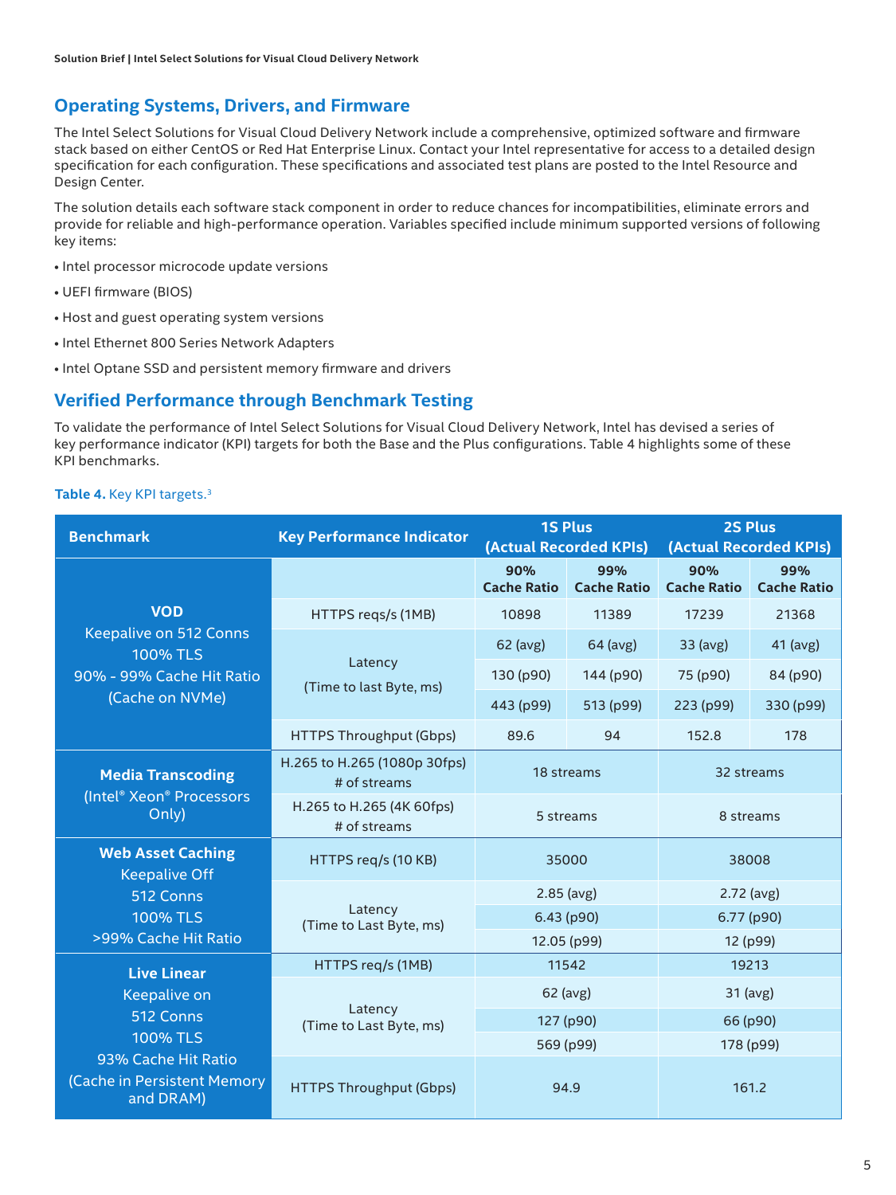## Operating Systems, Drivers, and Firmware

The Intel Select Solutions for Visual Cloud Delivery Network include a comprehensive, optimized software and firmware stack based on either CentOS or Red Hat Enterprise Linux. Contact your Intel representative for access to a detailed design specification for each configuration. These specifications and associated test plans are posted to the Intel Resource and Design Center.

The solution details each software stack component in order to reduce chances for incompatibilities, eliminate errors and provide for reliable and high-performance operation. Variables specified include minimum supported versions of following key items:

- Intel processor microcode update versions
- UEFI firmware (BIOS)
- Host and guest operating system versions
- Intel Ethernet 800 Series Network Adapters
- Intel Optane SSD and persistent memory firmware and drivers

## Verified Performance through Benchmark Testing

To validate the performance of Intel Select Solutions for Visual Cloud Delivery Network, Intel has devised a series of key performance indicator (KPI) targets for both the Base and the Plus configurations. Table 4 highlights some of these KPI benchmarks.

**Table 4.** Key KPI targets.[3]

| Benchmark | Key Performance Indicator | 1S Plus (Actual Recorded KPIs) | | 2S Plus (Actual Recorded KPIs) | |
|---|---|---|---|---|---|
| | | 90% Cache Ratio | 99% Cache Ratio | 90% Cache Ratio | 99% Cache Ratio |
| **VOD** Keepalive on 512 Conns 100% TLS 90% - 99% Cache Hit Ratio (Cache on NVMe) | HTTPS reqs/s (1MB) | 10898 | 11389 | 17239 | 21368 |
| | Latency (Time to last Byte, ms) | 62 (avg) | 64 (avg) | 33 (avg) | 41 (avg) |
| | | 130 (p90) | 144 (p90) | 75 (p90) | 84 (p90) |
| | | 443 (p99) | 513 (p99) | 223 (p99) | 330 (p99) |
| | HTTPS Throughput (Gbps) | 89.6 | 94 | 152.8 | 178 |
| **Media Transcoding** (Intel® Xeon® Processors Only) | H.265 to H.265 (1080p 30fps) # of streams | 18 streams | | 32 streams | |
| | H.265 to H.265 (4K 60fps) # of streams | 5 streams | | 8 streams | |
| **Web Asset Caching** Keepalive Off 512 Conns 100% TLS >99% Cache Hit Ratio | HTTPS req/s (10 KB) | 35000 | | 38008 | |
| | Latency (Time to Last Byte, ms) | 2.85 (avg) | | 2.72 (avg) | |
| | | 6.43 (p90) | | 6.77 (p90) | |
| | | 12.05 (p99) | | 12 (p99) | |
| **Live Linear** Keepalive on 512 Conns 100% TLS 93% Cache Hit Ratio (Cache in Persistent Memory and DRAM) | HTTPS req/s (1MB) | 11542 | | 19213 | |
| | Latency (Time to Last Byte, ms) | 62 (avg) | | 31 (avg) | |
| | | 127 (p90) | | 66 (p90) | |
| | | 569 (p99) | | 178 (p99) | |
| | HTTPS Throughput (Gbps) | 94.9 | | 161.2 | |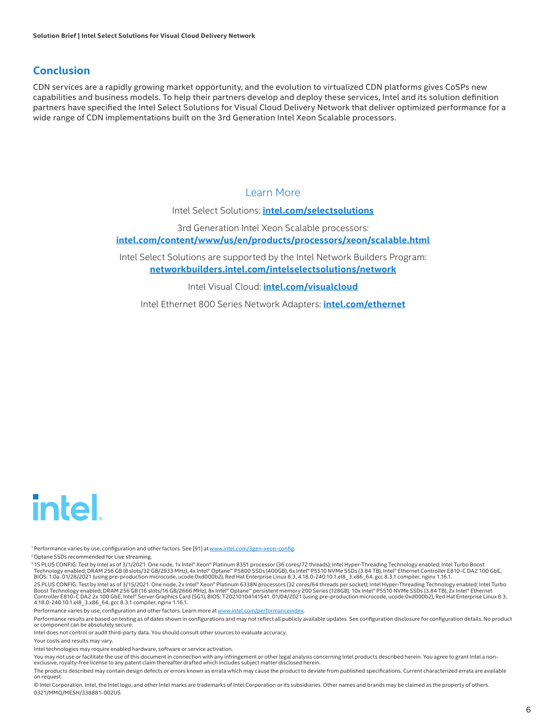## Conclusion

CDN services are a rapidly growing market opportunity, and the evolution to virtualized CDN platforms gives CoSPs new capabilities and business models. To help their partners develop and deploy these services, Intel and its solution definition partners have specified the Intel Select Solutions for Visual Cloud Delivery Network that deliver optimized performance for a wide range of CDN implementations built on the 3rd Generation Intel Xeon Scalable processors.

### Learn More

Intel Select Solutions: **intel.com/selectsolutions**

3rd Generation Intel Xeon Scalable processors: **intel.com/content/www/us/en/products/processors/xeon/scalable.html**

Intel Select Solutions are supported by the Intel Network Builders Program: **networkbuilders.intel.com/intelselectsolutions/network**

Intel Visual Cloud: **intel.com/visualcloud**

Intel Ethernet 800 Series Network Adapters: **intel.com/ethernet**

intel.

[1] Performance varies by use, configuration and other factors. See [91] at www.intel.com/3gen-xeon-config.

[2] Optane SSDs recommended for Live streaming.

[3] 1S PLUS CONFIG: Test by Intel as of 3/1/2021. One node, 1x Intel® Xeon® Platinum 8351 processor (36 cores/72 threads); Intel Hyper-Threading Technology enabled; Intel Turbo Boost Technology enabled; DRAM 256 GB (8 slots/32 GB/2933 MHz), 4x Intel® Optane™ P5800 SSDs (400GB), 6x Intel® P5510 NVMe SSDs (3.84 TB), Intel® Ethernet Controller E810-C DA2 100 GbE, BIOS: 1.0a. 01/28/2021 (using pre-production microcode, ucode:0xd000b2), Red Hat Enterprise Linux 8.3, 4.18.0-240.10.1.el8_3.x86_64, gcc 8.3.1 compiler, nginx 1.16.1.

2S PLUS CONFIG: Test by Intel as of 3/15/2021. One node, 2x Intel® Xeon® Platinum 6338N processors (32 cores/64 threads per socket); Intel Hyper-Threading Technology enabled; Intel Turbo Boost Technology enabled; DRAM 256 GB (16 slots/16 GB/2666 MHz), 8x Intel® Optane™ persistent memory 200 Series (128GB), 10x Intel® P5510 NVMe SSDs (3.84 TB), 2x Intel® Ethernet Controller E810-C DA2 2x 100 GbE, Intel® Server Graphics Card (SG1), BIOS: T20210104141541. 01/04/2021 (using pre-production microcode, ucode:0xd000b2), Red Hat Enterprise Linux 8.3, 4.18.0-240.10.1.el8_3.x86_64, gcc 8.3.1 compiler, nginx 1.16.1.

Performance varies by use, configuration and other factors. Learn more at www.intel.com/performanceindex.

Performance results are based on testing as of dates shown in configurations and may not reflect all publicly available updates. See configuration disclosure for configuration details. No product or component can be absolutely secure.

Intel does not control or audit third-party data. You should consult other sources to evaluate accuracy.

Your costs and results may vary.

Intel technologies may require enabled hardware, software or service activation.

You may not use or facilitate the use of this document in connection with any infringement or other legal analysis concerning Intel products described herein. You agree to grant Intel a non-exclusive, royalty-free license to any patent claim thereafter drafted which includes subject matter disclosed herein.

The products described may contain design defects or errors known as errata which may cause the product to deviate from published specifications. Current characterized errata are available on request.

© Intel Corporation. Intel, the Intel logo, and other Intel marks are trademarks of Intel Corporation or its subsidiaries. Other names and brands may be claimed as the property of others.
0321/MMQ/MESH/338881-002US